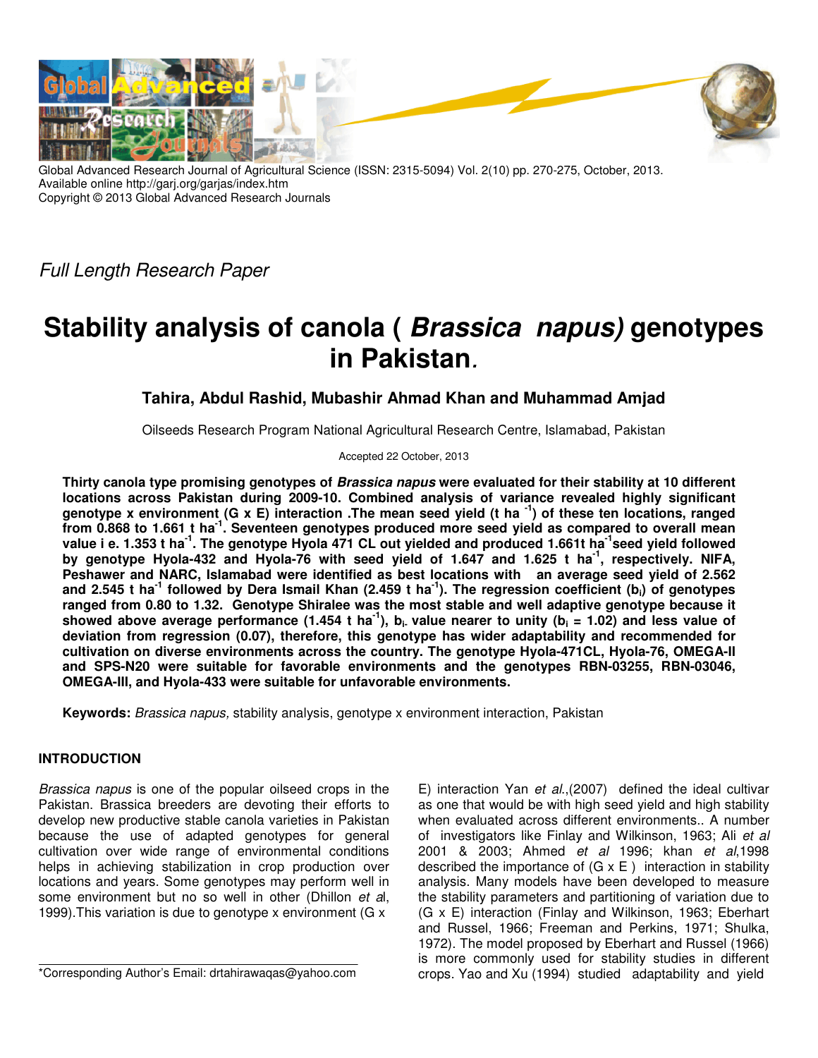Global Advanced Research Journal of Agricultural Science (ISSN: 2315-5094) Vol. 2(10) pp. 270-275, October, 2013.
Available online http://garj.org/garjas/index.htm
Copyright © 2013 Global Advanced Research Journals

*Full Length Research Paper*

# Stability analysis of canola ( *Brassica napus)* genotypes in Pakistan.

## Tahira, Abdul Rashid, Mubashir Ahmad Khan and Muhammad Amjad

Oilseeds Research Program National Agricultural Research Centre, Islamabad, Pakistan

Accepted 22 October, 2013

**Thirty canola type promising genotypes of *Brassica napus* were evaluated for their stability at 10 different locations across Pakistan during 2009-10. Combined analysis of variance revealed highly significant genotype x environment (G x E) interaction .The mean seed yield (t ha $^{-1}$) of these ten locations, ranged from 0.868 to 1.661 t ha$^{-1}$. Seventeen genotypes produced more seed yield as compared to overall mean value i e. 1.353 t ha$^{-1}$. The genotype Hyola 471 CL out yielded and produced 1.661t ha$^{-1}$seed yield followed by genotype Hyola-432 and Hyola-76 with seed yield of 1.647 and 1.625 t ha$^{-1}$, respectively. NIFA, Peshawer and NARC, Islamabad were identified as best locations with an average seed yield of 2.562 and 2.545 t ha$^{-1}$ followed by Dera Ismail Khan (2.459 t ha$^{-1}$). The regression coefficient ($b_i$) of genotypes ranged from 0.80 to 1.32. Genotype Shiralee was the most stable and well adaptive genotype because it showed above average performance (1.454 t ha$^{-1}$), $b_i$. value nearer to unity ($b_i$ = 1.02) and less value of deviation from regression (0.07), therefore, this genotype has wider adaptability and recommended for cultivation on diverse environments across the country. The genotype Hyola-471CL, Hyola-76, OMEGA-II and SPS-N20 were suitable for favorable environments and the genotypes RBN-03255, RBN-03046, OMEGA-III, and Hyola-433 were suitable for unfavorable environments.**

**Keywords:** *Brassica napus,* stability analysis, genotype x environment interaction, Pakistan

## INTRODUCTION

*Brassica napus* is one of the popular oilseed crops in the Pakistan. Brassica breeders are devoting their efforts to develop new productive stable canola varieties in Pakistan because the use of adapted genotypes for general cultivation over wide range of environmental conditions helps in achieving stabilization in crop production over locations and years. Some genotypes may perform well in some environment but no so well in other (Dhillon *et a*l, 1999).This variation is due to genotype x environment (G x E) interaction Yan *et al*.,(2007) defined the ideal cultivar as one that would be with high seed yield and high stability when evaluated across different environments.. A number of investigators like Finlay and Wilkinson, 1963; Ali *et al* 2001 & 2003; Ahmed *et al* 1996; khan *et al*,1998 described the importance of (G x E ) interaction in stability analysis. Many models have been developed to measure the stability parameters and partitioning of variation due to (G x E) interaction (Finlay and Wilkinson, 1963; Eberhart and Russel, 1966; Freeman and Perkins, 1971; Shulka, 1972). The model proposed by Eberhart and Russel (1966) is more commonly used for stability studies in different crops. Yao and Xu (1994) studied adaptability and yield

*Corresponding Author's Email: drtahirawaqas@yahoo.com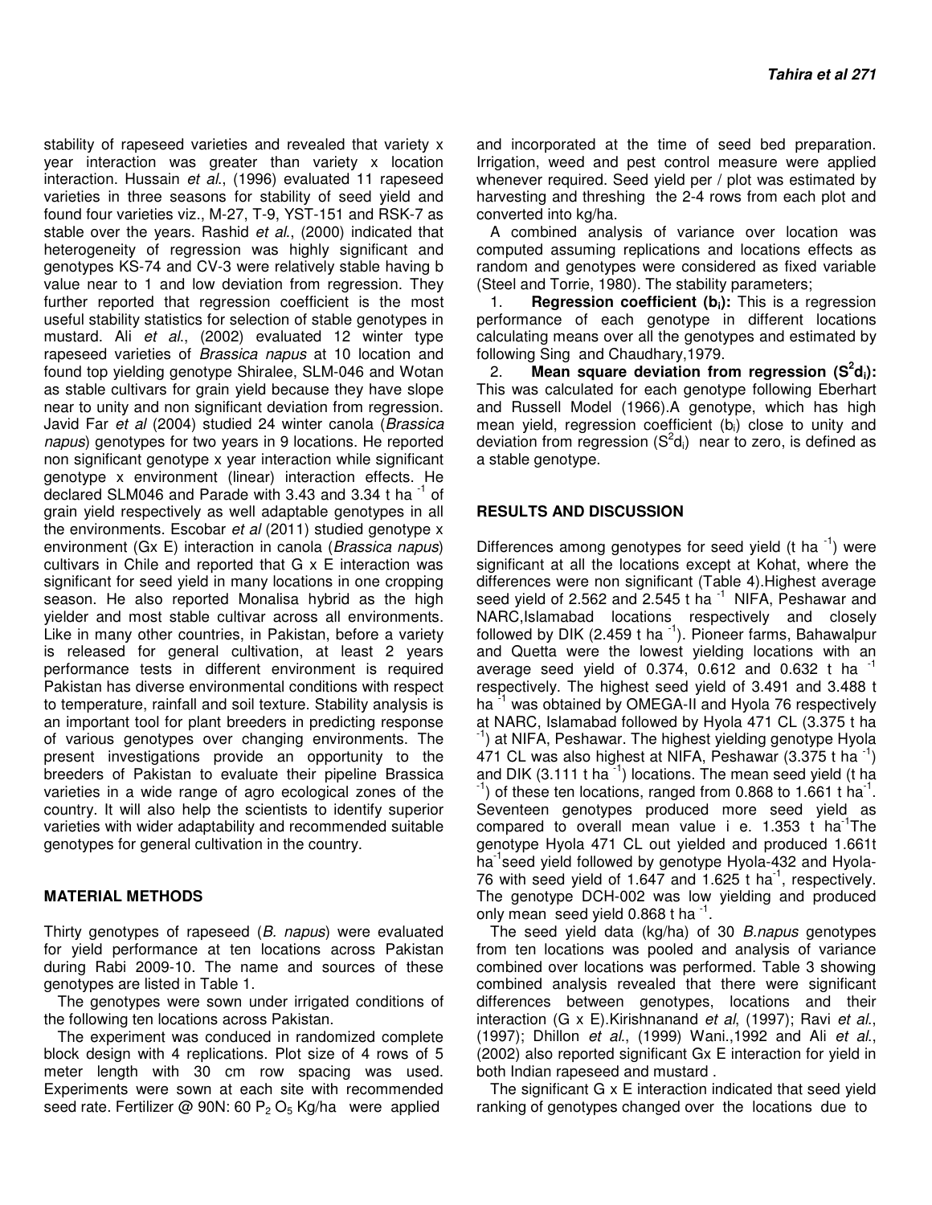stability of rapeseed varieties and revealed that variety x year interaction was greater than variety x location interaction. Hussain *et al*., (1996) evaluated 11 rapeseed varieties in three seasons for stability of seed yield and found four varieties viz., M-27, T-9, YST-151 and RSK-7 as stable over the years. Rashid *et al*., (2000) indicated that heterogeneity of regression was highly significant and genotypes KS-74 and CV-3 were relatively stable having b value near to 1 and low deviation from regression. They further reported that regression coefficient is the most useful stability statistics for selection of stable genotypes in mustard. Ali *et al*., (2002) evaluated 12 winter type rapeseed varieties of *Brassica napus* at 10 location and found top yielding genotype Shiralee, SLM-046 and Wotan as stable cultivars for grain yield because they have slope near to unity and non significant deviation from regression. Javid Far *et al* (2004) studied 24 winter canola (*Brassica napus*) genotypes for two years in 9 locations. He reported non significant genotype x year interaction while significant genotype x environment (linear) interaction effects. He declared SLM046 and Parade with 3.43 and 3.34 t ha $^{-1}$ of grain yield respectively as well adaptable genotypes in all the environments. Escobar *et al* (2011) studied genotype x environment (Gx E) interaction in canola (*Brassica napus*) cultivars in Chile and reported that G x E interaction was significant for seed yield in many locations in one cropping season. He also reported Monalisa hybrid as the high yielder and most stable cultivar across all environments. Like in many other countries, in Pakistan, before a variety is released for general cultivation, at least 2 years performance tests in different environment is required Pakistan has diverse environmental conditions with respect to temperature, rainfall and soil texture. Stability analysis is an important tool for plant breeders in predicting response of various genotypes over changing environments. The present investigations provide an opportunity to the breeders of Pakistan to evaluate their pipeline Brassica varieties in a wide range of agro ecological zones of the country. It will also help the scientists to identify superior varieties with wider adaptability and recommended suitable genotypes for general cultivation in the country.

## MATERIAL METHODS

Thirty genotypes of rapeseed (*B. napus*) were evaluated for yield performance at ten locations across Pakistan during Rabi 2009-10. The name and sources of these genotypes are listed in Table 1.

The genotypes were sown under irrigated conditions of the following ten locations across Pakistan.

The experiment was conduced in randomized complete block design with 4 replications. Plot size of 4 rows of 5 meter length with 30 cm row spacing was used. Experiments were sown at each site with recommended seed rate. Fertilizer @ 90N: 60 $P_2O_5$ Kg/ha were applied and incorporated at the time of seed bed preparation. Irrigation, weed and pest control measure were applied whenever required. Seed yield per / plot was estimated by harvesting and threshing the 2-4 rows from each plot and converted into kg/ha.

A combined analysis of variance over location was computed assuming replications and locations effects as random and genotypes were considered as fixed variable (Steel and Torrie, 1980). The stability parameters;

1. **Regression coefficient ($b_i$):** This is a regression performance of each genotype in different locations calculating means over all the genotypes and estimated by following Sing and Chaudhary,1979.
2. **Mean square deviation from regression ($S^2d_i$):** This was calculated for each genotype following Eberhart and Russell Model (1966).A genotype, which has high mean yield, regression coefficient ($b_i$) close to unity and deviation from regression ($S^2d_i$) near to zero, is defined as a stable genotype.

## RESULTS AND DISCUSSION

Differences among genotypes for seed yield (t ha $^{-1}$) were significant at all the locations except at Kohat, where the differences were non significant (Table 4).Highest average seed yield of 2.562 and 2.545 t ha $^{-1}$ NIFA, Peshawar and NARC,Islamabad locations respectively and closely followed by DIK (2.459 t ha $^{-1}$). Pioneer farms, Bahawalpur and Quetta were the lowest yielding locations with an average seed yield of 0.374, 0.612 and 0.632 t ha $^{-1}$ respectively. The highest seed yield of 3.491 and 3.488 t ha $^{-1}$ was obtained by OMEGA-II and Hyola 76 respectively at NARC, Islamabad followed by Hyola 471 CL (3.375 t ha $^{-1}$) at NIFA, Peshawar. The highest yielding genotype Hyola 471 CL was also highest at NIFA, Peshawar (3.375 t ha $^{-1}$) and DIK (3.111 t ha $^{-1}$) locations. The mean seed yield (t ha $^{-1}$) of these ten locations, ranged from 0.868 to 1.661 t ha $^{-1}$. Seventeen genotypes produced more seed yield as compared to overall mean value i e. 1.353 t ha $^{-1}$The genotype Hyola 471 CL out yielded and produced 1.661t ha $^{-1}$seed yield followed by genotype Hyola-432 and Hyola-76 with seed yield of 1.647 and 1.625 t ha $^{-1}$, respectively. The genotype DCH-002 was low yielding and produced only mean seed yield 0.868 t ha $^{-1}$.

The seed yield data (kg/ha) of 30 *B.napus* genotypes from ten locations was pooled and analysis of variance combined over locations was performed. Table 3 showing combined analysis revealed that there were significant differences between genotypes, locations and their interaction (G x E).Kirishnanand *et al*, (1997); Ravi *et al*., (1997); Dhillon *et al*., (1999) Wani.,1992 and Ali *et al*., (2002) also reported significant Gx E interaction for yield in both Indian rapeseed and mustard .

The significant G x E interaction indicated that seed yield ranking of genotypes changed over the locations due to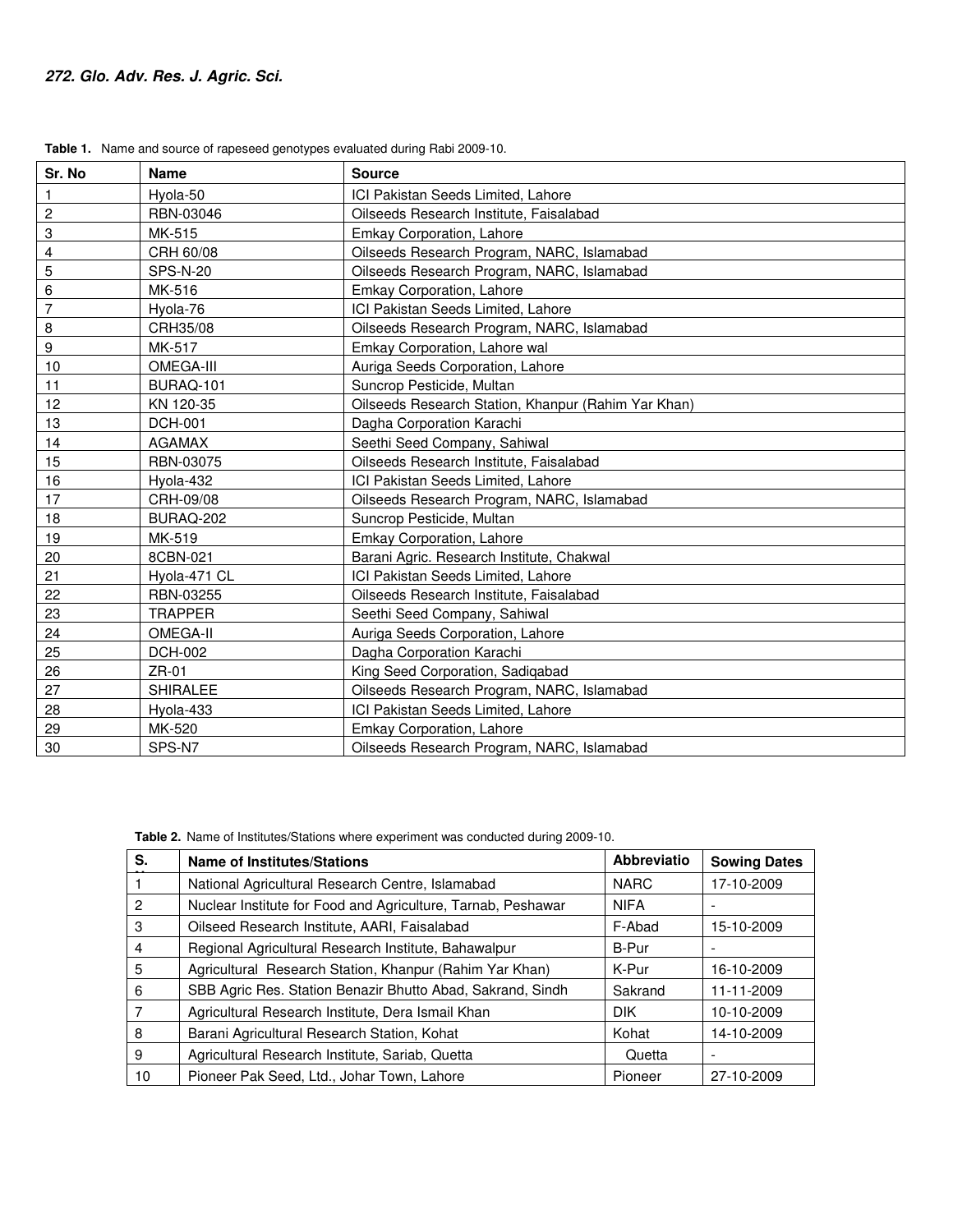**Table 1.** Name and source of rapeseed genotypes evaluated during Rabi 2009-10.

| Sr. No | Name | Source |
|---|---|---|
| 1 | Hyola-50 | ICI Pakistan Seeds Limited, Lahore |
| 2 | RBN-03046 | Oilseeds Research Institute, Faisalabad |
| 3 | MK-515 | Emkay Corporation, Lahore |
| 4 | CRH 60/08 | Oilseeds Research Program, NARC, Islamabad |
| 5 | SPS-N-20 | Oilseeds Research Program, NARC, Islamabad |
| 6 | MK-516 | Emkay Corporation, Lahore |
| 7 | Hyola-76 | ICI Pakistan Seeds Limited, Lahore |
| 8 | CRH35/08 | Oilseeds Research Program, NARC, Islamabad |
| 9 | MK-517 | Emkay Corporation, Lahore wal |
| 10 | OMEGA-III | Auriga Seeds Corporation, Lahore |
| 11 | BURAQ-101 | Suncrop Pesticide, Multan |
| 12 | KN 120-35 | Oilseeds Research Station, Khanpur (Rahim Yar Khan) |
| 13 | DCH-001 | Dagha Corporation Karachi |
| 14 | AGAMAX | Seethi Seed Company, Sahiwal |
| 15 | RBN-03075 | Oilseeds Research Institute, Faisalabad |
| 16 | Hyola-432 | ICI Pakistan Seeds Limited, Lahore |
| 17 | CRH-09/08 | Oilseeds Research Program, NARC, Islamabad |
| 18 | BURAQ-202 | Suncrop Pesticide, Multan |
| 19 | MK-519 | Emkay Corporation, Lahore |
| 20 | 8CBN-021 | Barani Agric. Research Institute, Chakwal |
| 21 | Hyola-471 CL | ICI Pakistan Seeds Limited, Lahore |
| 22 | RBN-03255 | Oilseeds Research Institute, Faisalabad |
| 23 | TRAPPER | Seethi Seed Company, Sahiwal |
| 24 | OMEGA-II | Auriga Seeds Corporation, Lahore |
| 25 | DCH-002 | Dagha Corporation Karachi |
| 26 | ZR-01 | King Seed Corporation, Sadiqabad |
| 27 | SHIRALEE | Oilseeds Research Program, NARC, Islamabad |
| 28 | Hyola-433 | ICI Pakistan Seeds Limited, Lahore |
| 29 | MK-520 | Emkay Corporation, Lahore |
| 30 | SPS-N7 | Oilseeds Research Program, NARC, Islamabad |

**Table 2.** Name of Institutes/Stations where experiment was conducted during 2009-10.

| S. No | Name of Institutes/Stations | Abbreviatio | Sowing Dates |
|---|---|---|---|
| 1 | National Agricultural Research Centre, Islamabad | NARC | 17-10-2009 |
| 2 | Nuclear Institute for Food and Agriculture, Tarnab, Peshawar | NIFA | - |
| 3 | Oilseed Research Institute, AARI, Faisalabad | F-Abad | 15-10-2009 |
| 4 | Regional Agricultural Research Institute, Bahawalpur | B-Pur | - |
| 5 | Agricultural Research Station, Khanpur (Rahim Yar Khan) | K-Pur | 16-10-2009 |
| 6 | SBB Agric Res. Station Benazir Bhutto Abad, Sakrand, Sindh | Sakrand | 11-11-2009 |
| 7 | Agricultural Research Institute, Dera Ismail Khan | DIK | 10-10-2009 |
| 8 | Barani Agricultural Research Station, Kohat | Kohat | 14-10-2009 |
| 9 | Agricultural Research Institute, Sariab, Quetta | Quetta | - |
| 10 | Pioneer Pak Seed, Ltd., Johar Town, Lahore | Pioneer | 27-10-2009 |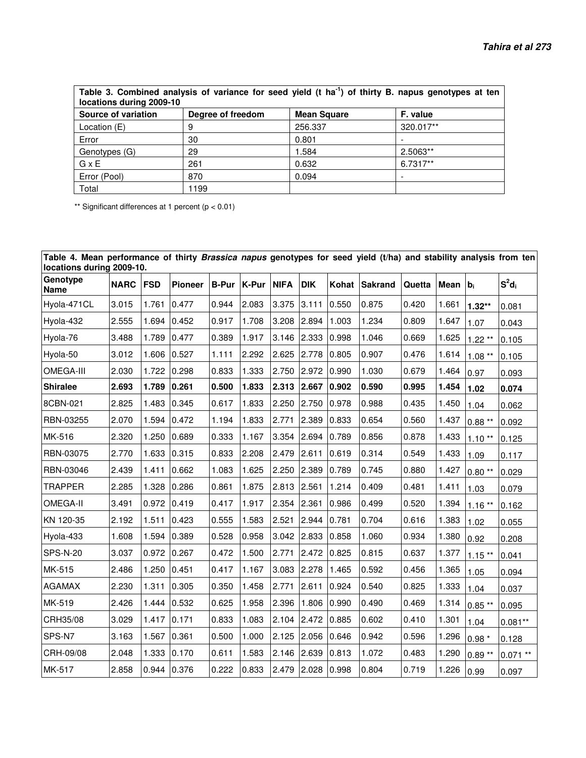| Table 3. Combined analysis of variance for seed yield (t $ha^{-1}$) of thirty B. napus genotypes at ten locations during 2009-10 | | | |
|---|---|---|---|
| **Source of variation** | **Degree of freedom** | **Mean Square** | **F. value** |
| Location (E) | 9 | 256.337 | 320.017** |
| Error | 30 | 0.801 | - |
| Genotypes (G) | 29 | 1.584 | 2.5063** |
| G x E | 261 | 0.632 | 6.7317** |
| Error (Pool) | 870 | 0.094 | - |
| Total | 1199 | | |

** Significant differences at 1 percent ($p < 0.01$)

**Table 4. Mean performance of thirty *Brassica napus* genotypes for seed yield (t/ha) and stability analysis from ten locations during 2009-10.**

| Genotype Name | NARC | FSD | Pioneer | B-Pur | K-Pur | NIFA | DIK | Kohat | Sakrand | Quetta | Mean | $b_i$ | $S^2d_i$ |
|---|---|---|---|---|---|---|---|---|---|---|---|---|---|
| Hyola-471CL | 3.015 | 1.761 | 0.477 | 0.944 | 2.083 | 3.375 | 3.111 | 0.550 | 0.875 | 0.420 | 1.661 | **1.32**** | 0.081 |
| Hyola-432 | 2.555 | 1.694 | 0.452 | 0.917 | 1.708 | 3.208 | 2.894 | 1.003 | 1.234 | 0.809 | 1.647 | 1.07 | 0.043 |
| Hyola-76 | 3.488 | 1.789 | 0.477 | 0.389 | 1.917 | 3.146 | 2.333 | 0.998 | 1.046 | 0.669 | 1.625 | 1.22 ** | 0.105 |
| Hyola-50 | 3.012 | 1.606 | 0.527 | 1.111 | 2.292 | 2.625 | 2.778 | 0.805 | 0.907 | 0.476 | 1.614 | 1.08 ** | 0.105 |
| OMEGA-III | 2.030 | 1.722 | 0.298 | 0.833 | 1.333 | 2.750 | 2.972 | 0.990 | 1.030 | 0.679 | 1.464 | 0.97 | 0.093 |
| **Shiralee** | **2.693** | **1.789** | **0.261** | **0.500** | **1.833** | **2.313** | **2.667** | **0.902** | **0.590** | **0.995** | **1.454** | **1.02** | **0.074** |
| 8CBN-021 | 2.825 | 1.483 | 0.345 | 0.617 | 1.833 | 2.250 | 2.750 | 0.978 | 0.988 | 0.435 | 1.450 | 1.04 | 0.062 |
| RBN-03255 | 2.070 | 1.594 | 0.472 | 1.194 | 1.833 | 2.771 | 2.389 | 0.833 | 0.654 | 0.560 | 1.437 | 0.88 ** | 0.092 |
| MK-516 | 2.320 | 1.250 | 0.689 | 0.333 | 1.167 | 3.354 | 2.694 | 0.789 | 0.856 | 0.878 | 1.433 | 1.10 ** | 0.125 |
| RBN-03075 | 2.770 | 1.633 | 0.315 | 0.833 | 2.208 | 2.479 | 2.611 | 0.619 | 0.314 | 0.549 | 1.433 | 1.09 | 0.117 |
| RBN-03046 | 2.439 | 1.411 | 0.662 | 1.083 | 1.625 | 2.250 | 2.389 | 0.789 | 0.745 | 0.880 | 1.427 | 0.80 ** | 0.029 |
| TRAPPER | 2.285 | 1.328 | 0.286 | 0.861 | 1.875 | 2.813 | 2.561 | 1.214 | 0.409 | 0.481 | 1.411 | 1.03 | 0.079 |
| OMEGA-II | 3.491 | 0.972 | 0.419 | 0.417 | 1.917 | 2.354 | 2.361 | 0.986 | 0.499 | 0.520 | 1.394 | 1.16 ** | 0.162 |
| KN 120-35 | 2.192 | 1.511 | 0.423 | 0.555 | 1.583 | 2.521 | 2.944 | 0.781 | 0.704 | 0.616 | 1.383 | 1.02 | 0.055 |
| Hyola-433 | 1.608 | 1.594 | 0.389 | 0.528 | 0.958 | 3.042 | 2.833 | 0.858 | 1.060 | 0.934 | 1.380 | 0.92 | 0.208 |
| SPS-N-20 | 3.037 | 0.972 | 0.267 | 0.472 | 1.500 | 2.771 | 2.472 | 0.825 | 0.815 | 0.637 | 1.377 | 1.15 ** | 0.041 |
| MK-515 | 2.486 | 1.250 | 0.451 | 0.417 | 1.167 | 3.083 | 2.278 | 1.465 | 0.592 | 0.456 | 1.365 | 1.05 | 0.094 |
| AGAMAX | 2.230 | 1.311 | 0.305 | 0.350 | 1.458 | 2.771 | 2.611 | 0.924 | 0.540 | 0.825 | 1.333 | 1.04 | 0.037 |
| MK-519 | 2.426 | 1.444 | 0.532 | 0.625 | 1.958 | 2.396 | 1.806 | 0.990 | 0.490 | 0.469 | 1.314 | 0.85 ** | 0.095 |
| CRH35/08 | 3.029 | 1.417 | 0.171 | 0.833 | 1.083 | 2.104 | 2.472 | 0.885 | 0.602 | 0.410 | 1.301 | 1.04 | 0.081** |
| SPS-N7 | 3.163 | 1.567 | 0.361 | 0.500 | 1.000 | 2.125 | 2.056 | 0.646 | 0.942 | 0.596 | 1.296 | 0.98 * | 0.128 |
| CRH-09/08 | 2.048 | 1.333 | 0.170 | 0.611 | 1.583 | 2.146 | 2.639 | 0.813 | 1.072 | 0.483 | 1.290 | 0.89 ** | 0.071 ** |
| MK-517 | 2.858 | 0.944 | 0.376 | 0.222 | 0.833 | 2.479 | 2.028 | 0.998 | 0.804 | 0.719 | 1.226 | 0.99 | 0.097 |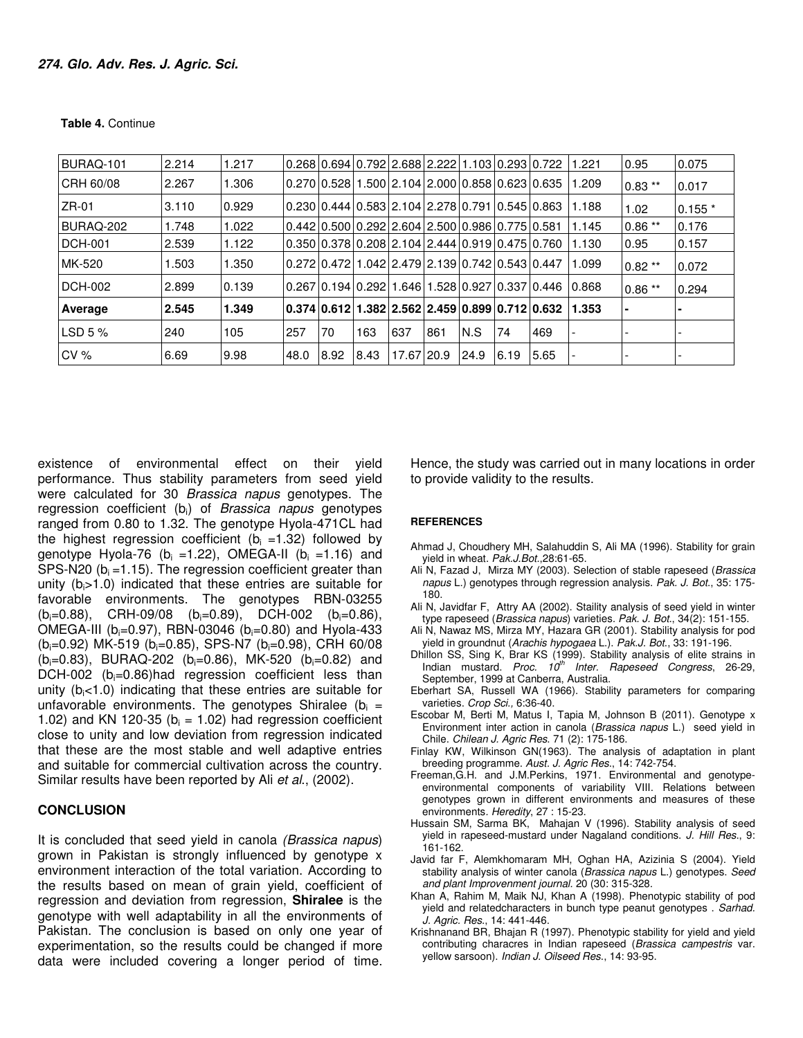**Table 4.** Continue

| | | | | | | | | | | | | | |
|---|---|---|---|---|---|---|---|---|---|---|---|---|---|
| BURAQ-101 | 2.214 | 1.217 | 0.268 | 0.694 | 0.792 | 2.688 | 2.222 | 1.103 | 0.293 | 0.722 | 1.221 | 0.95 | 0.075 |
| CRH 60/08 | 2.267 | 1.306 | 0.270 | 0.528 | 1.500 | 2.104 | 2.000 | 0.858 | 0.623 | 0.635 | 1.209 | 0.83 ** | 0.017 |
| ZR-01 | 3.110 | 0.929 | 0.230 | 0.444 | 0.583 | 2.104 | 2.278 | 0.791 | 0.545 | 0.863 | 1.188 | 1.02 | 0.155 * |
| BURAQ-202 | 1.748 | 1.022 | 0.442 | 0.500 | 0.292 | 2.604 | 2.500 | 0.986 | 0.775 | 0.581 | 1.145 | 0.86 ** | 0.176 |
| DCH-001 | 2.539 | 1.122 | 0.350 | 0.378 | 0.208 | 2.104 | 2.444 | 0.919 | 0.475 | 0.760 | 1.130 | 0.95 | 0.157 |
| MK-520 | 1.503 | 1.350 | 0.272 | 0.472 | 1.042 | 2.479 | 2.139 | 0.742 | 0.543 | 0.447 | 1.099 | 0.82 ** | 0.072 |
| DCH-002 | 2.899 | 0.139 | 0.267 | 0.194 | 0.292 | 1.646 | 1.528 | 0.927 | 0.337 | 0.446 | 0.868 | 0.86 ** | 0.294 |
| **Average** | **2.545** | **1.349** | **0.374** | **0.612** | **1.382** | **2.562** | **2.459** | **0.899** | **0.712** | **0.632** | **1.353** | **-** | **-** |
| LSD 5 % | 240 | 105 | 257 | 70 | 163 | 637 | 861 | N.S | 74 | 469 | - | - | - |
| CV % | 6.69 | 9.98 | 48.0 | 8.92 | 8.43 | 17.67 | 20.9 | 24.9 | 6.19 | 5.65 | - | - | - |

existence of environmental effect on their yield performance. Thus stability parameters from seed yield were calculated for 30 *Brassica napus* genotypes. The regression coefficient ($b_i$) of *Brassica napus* genotypes ranged from 0.80 to 1.32. The genotype Hyola-471CL had the highest regression coefficient ($b_i$ =1.32) followed by genotype Hyola-76 ($b_i$ =1.22), OMEGA-II ($b_i$ =1.16) and SPS-N20 ($b_i$ =1.15). The regression coefficient greater than unity ($b_i$>1.0) indicated that these entries are suitable for favorable environments. The genotypes RBN-03255 ($b_i$=0.88), CRH-09/08 ($b_i$=0.89), DCH-002 ($b_i$=0.86), OMEGA-III ($b_i$=0.97), RBN-03046 ($b_i$=0.80) and Hyola-433 ($b_i$=0.92) MK-519 ($b_i$=0.85), SPS-N7 ($b_i$=0.98), CRH 60/08 ($b_i$=0.83), BURAQ-202 ($b_i$=0.86), MK-520 ($b_i$=0.82) and DCH-002 ($b_i$=0.86)had regression coefficient less than unity ($b_i$<1.0) indicating that these entries are suitable for unfavorable environments. The genotypes Shiralee ($b_i$ = 1.02) and KN 120-35 ($b_i$ = 1.02) had regression coefficient close to unity and low deviation from regression indicated that these are the most stable and well adaptive entries and suitable for commercial cultivation across the country. Similar results have been reported by Ali *et al*., (2002).

## CONCLUSION

It is concluded that seed yield in canola *(Brassica napus*) grown in Pakistan is strongly influenced by genotype x environment interaction of the total variation. According to the results based on mean of grain yield, coefficient of regression and deviation from regression, **Shiralee** is the genotype with well adaptability in all the environments of Pakistan. The conclusion is based on only one year of experimentation, so the results could be changed if more data were included covering a longer period of time. Hence, the study was carried out in many locations in order to provide validity to the results.

## REFERENCES

Ahmad J, Choudhery MH, Salahuddin S, Ali MA (1996). Stability for grain yield in wheat. *Pak.J.Bot*.,28:61-65.

Ali N, Fazad J, Mirza MY (2003). Selection of stable rapeseed (*Brassica napus* L.) genotypes through regression analysis. *Pak. J. Bot*., 35: 175-180.

Ali N, Javidfar F, Attry AA (2002). Staility analysis of seed yield in winter type rapeseed (*Brassica napus*) varieties. *Pak. J. Bot*., 34(2): 151-155.

Ali N, Nawaz MS, Mirza MY, Hazara GR (2001). Stability analysis for pod yield in groundnut (*Arachis hypogaea* L.). *Pak.J. Bot*., 33: 191-196.

Dhillon SS, Sing K, Brar KS (1999). Stability analysis of elite strains in Indian mustard. *Proc. 10th Inter. Rapeseed Congress*, 26-29, September, 1999 at Canberra, Australia.

Eberhart SA, Russell WA (1966). Stability parameters for comparing varieties. *Crop Sci.,* 6:36-40.

Escobar M, Berti M, Matus I, Tapia M, Johnson B (2011). Genotype x Environment inter action in canola (*Brassica napus* L.) seed yield in Chile. *Chilean J. Agric Res.* 71 (2): 175-186.

Finlay KW, Wilkinson GN(1963). The analysis of adaptation in plant breeding programme. *Aust. J. Agric Res*., 14: 742-754.

Freeman,G.H. and J.M.Perkins, 1971. Environmental and genotype-environmental components of variability VIII. Relations between genotypes grown in different environments and measures of these environments. *Heredity*, 27 : 15-23.

Hussain SM, Sarma BK, Mahajan V (1996). Stability analysis of seed yield in rapeseed-mustard under Nagaland conditions. *J. Hill Res*., 9: 161-162.

Javid far F, Alemkhomaram MH, Oghan HA, Azizinia S (2004). Yield stability analysis of winter canola (*Brassica napus* L.) genotypes. *Seed and plant Improvenment journal.* 20 (30: 315-328.

Khan A, Rahim M, Maik NJ, Khan A (1998). Phenotypic stability of pod yield and relatedcharacters in bunch type peanut genotypes . *Sarhad. J. Agric. Res*., 14: 441-446.

Krishnanand BR, Bhajan R (1997). Phenotypic stability for yield and yield contributing characres in Indian rapeseed (*Brassica campestris* var. yellow sarsoon). *Indian J. Oilseed Res*., 14: 93-95.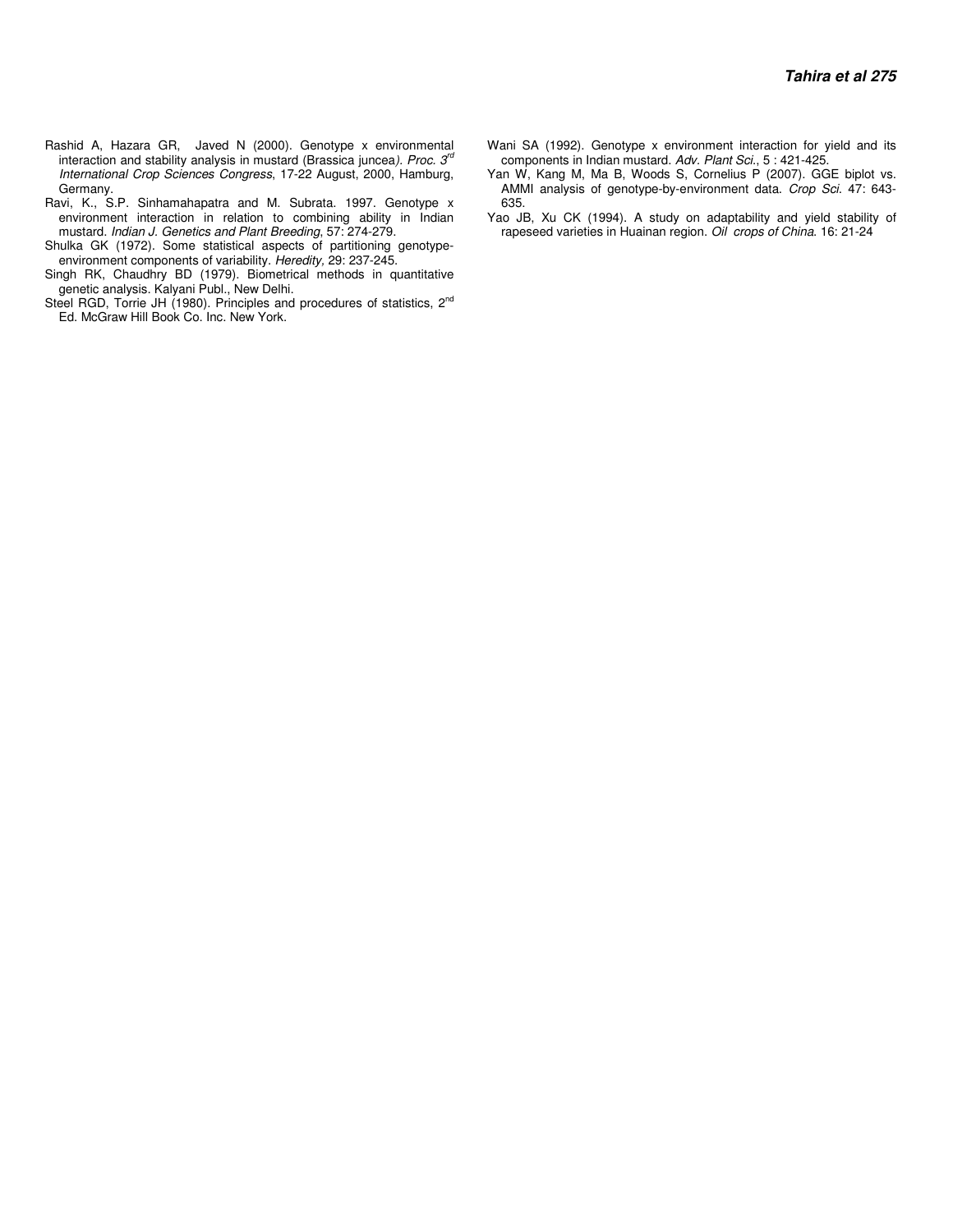Rashid A, Hazara GR, Javed N (2000). Genotype x environmental interaction and stability analysis in mustard (Brassica juncea*). Proc. 3rd International Crop Sciences Congress*, 17-22 August, 2000, Hamburg, Germany.

Ravi, K., S.P. Sinhamahapatra and M. Subrata. 1997. Genotype x environment interaction in relation to combining ability in Indian mustard. *Indian J. Genetics and Plant Breeding*, 57: 274-279.

Shulka GK (1972). Some statistical aspects of partitioning genotype-environment components of variability. *Heredity*, 29: 237-245.

Singh RK, Chaudhry BD (1979). Biometrical methods in quantitative genetic analysis. Kalyani Publ., New Delhi.

Steel RGD, Torrie JH (1980). Principles and procedures of statistics, 2nd Ed. McGraw Hill Book Co. Inc. New York.

Wani SA (1992). Genotype x environment interaction for yield and its components in Indian mustard. *Adv. Plant Sci*., 5 : 421-425.

Yan W, Kang M, Ma B, Woods S, Cornelius P (2007). GGE biplot vs. AMMI analysis of genotype-by-environment data. *Crop Sci*. 47: 643-635.

Yao JB, Xu CK (1994). A study on adaptability and yield stability of rapeseed varieties in Huainan region. *Oil crops of China*. 16: 21-24